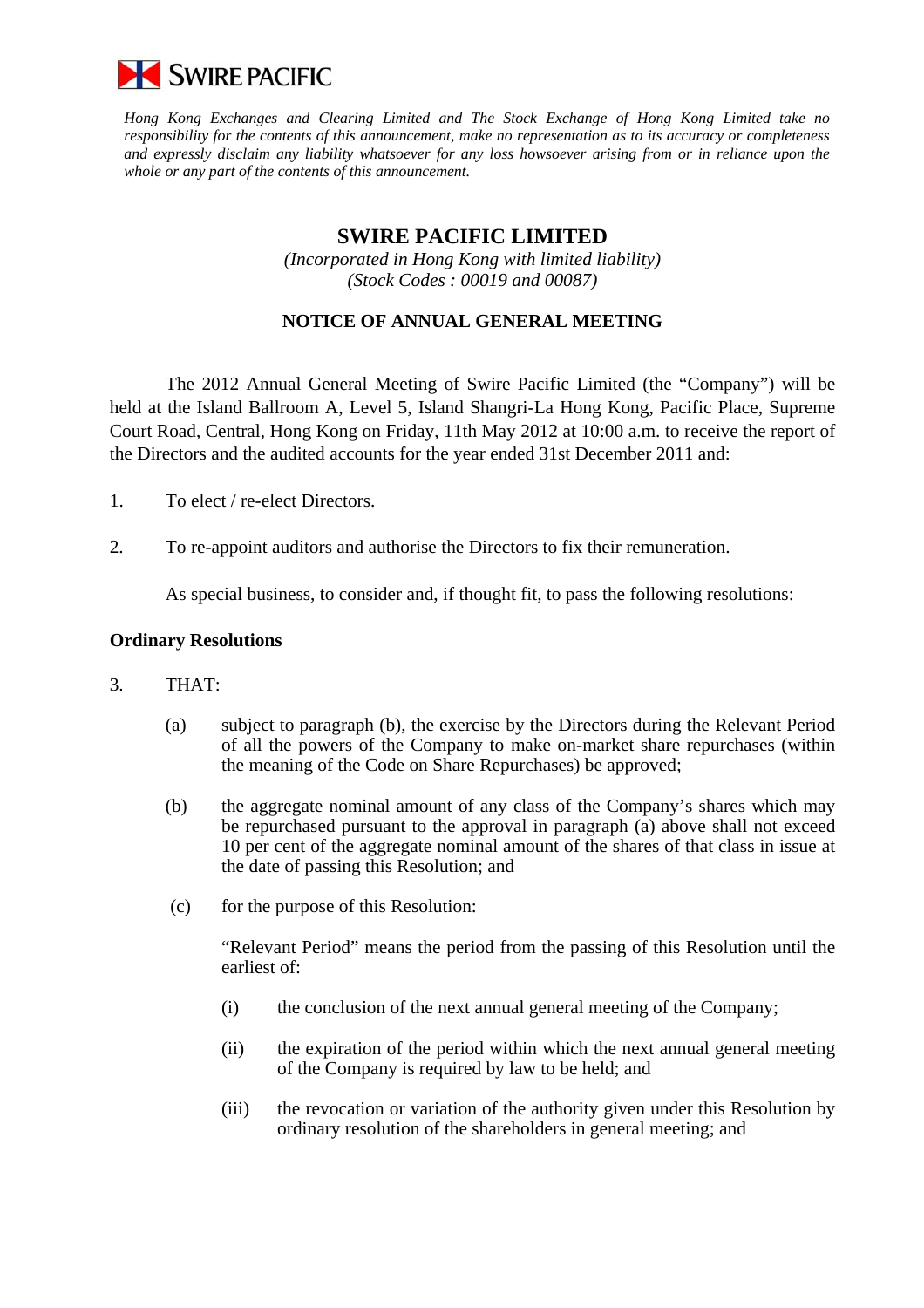SWIRE PACIFIC

*Hong Kong Exchanges and Clearing Limited and The Stock Exchange of Hong Kong Limited take no responsibility for the contents of this announcement, make no representation as to its accuracy or completeness and expressly disclaim any liability whatsoever for any loss howsoever arising from or in reliance upon the whole or any part of the contents of this announcement.*

# SWIRE PACIFIC LIMITED

*(Incorporated in Hong Kong with limited liability)*
*(Stock Codes : 00019 and 00087)*

## NOTICE OF ANNUAL GENERAL MEETING

The 2012 Annual General Meeting of Swire Pacific Limited (the "Company") will be held at the Island Ballroom A, Level 5, Island Shangri-La Hong Kong, Pacific Place, Supreme Court Road, Central, Hong Kong on Friday, 11th May 2012 at 10:00 a.m. to receive the report of the Directors and the audited accounts for the year ended 31st December 2011 and:

1. To elect / re-elect Directors.

2. To re-appoint auditors and authorise the Directors to fix their remuneration.

As special business, to consider and, if thought fit, to pass the following resolutions:

**Ordinary Resolutions**

3. THAT:

   (a) subject to paragraph (b), the exercise by the Directors during the Relevant Period of all the powers of the Company to make on-market share repurchases (within the meaning of the Code on Share Repurchases) be approved;

   (b) the aggregate nominal amount of any class of the Company's shares which may be repurchased pursuant to the approval in paragraph (a) above shall not exceed 10 per cent of the aggregate nominal amount of the shares of that class in issue at the date of passing this Resolution; and

   (c) for the purpose of this Resolution:

   "Relevant Period" means the period from the passing of this Resolution until the earliest of:

   (i) the conclusion of the next annual general meeting of the Company;

   (ii) the expiration of the period within which the next annual general meeting of the Company is required by law to be held; and

   (iii) the revocation or variation of the authority given under this Resolution by ordinary resolution of the shareholders in general meeting; and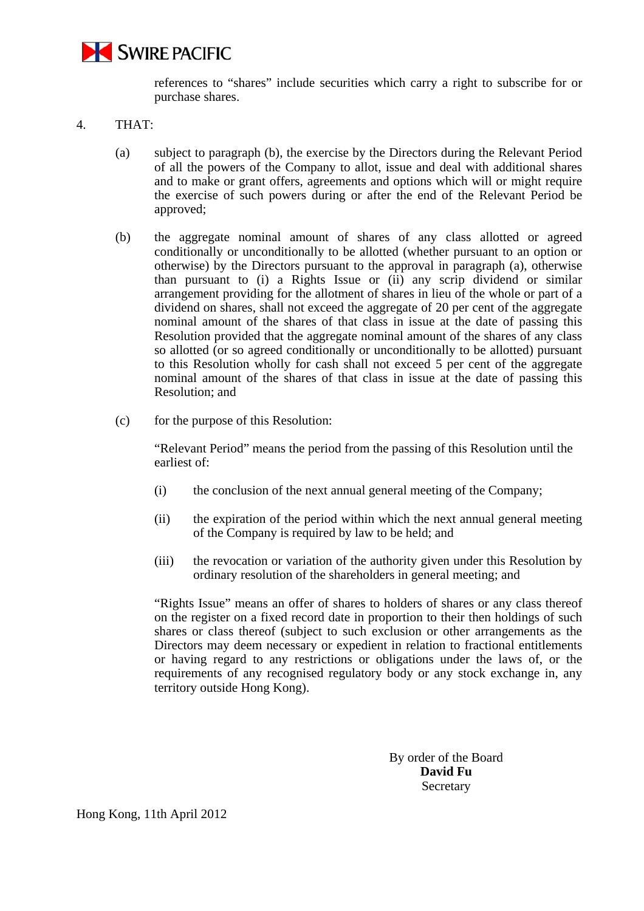references to “shares” include securities which carry a right to subscribe for or purchase shares.

4. THAT:

(a) subject to paragraph (b), the exercise by the Directors during the Relevant Period of all the powers of the Company to allot, issue and deal with additional shares and to make or grant offers, agreements and options which will or might require the exercise of such powers during or after the end of the Relevant Period be approved;

(b) the aggregate nominal amount of shares of any class allotted or agreed conditionally or unconditionally to be allotted (whether pursuant to an option or otherwise) by the Directors pursuant to the approval in paragraph (a), otherwise than pursuant to (i) a Rights Issue or (ii) any scrip dividend or similar arrangement providing for the allotment of shares in lieu of the whole or part of a dividend on shares, shall not exceed the aggregate of 20 per cent of the aggregate nominal amount of the shares of that class in issue at the date of passing this Resolution provided that the aggregate nominal amount of the shares of any class so allotted (or so agreed conditionally or unconditionally to be allotted) pursuant to this Resolution wholly for cash shall not exceed 5 per cent of the aggregate nominal amount of the shares of that class in issue at the date of passing this Resolution; and

(c) for the purpose of this Resolution:

“Relevant Period” means the period from the passing of this Resolution until the earliest of:

(i) the conclusion of the next annual general meeting of the Company;

(ii) the expiration of the period within which the next annual general meeting of the Company is required by law to be held; and

(iii) the revocation or variation of the authority given under this Resolution by ordinary resolution of the shareholders in general meeting; and

“Rights Issue” means an offer of shares to holders of shares or any class thereof on the register on a fixed record date in proportion to their then holdings of such shares or class thereof (subject to such exclusion or other arrangements as the Directors may deem necessary or expedient in relation to fractional entitlements or having regard to any restrictions or obligations under the laws of, or the requirements of any recognised regulatory body or any stock exchange in, any territory outside Hong Kong).

By order of the Board
**David Fu**
Secretary

Hong Kong, 11th April 2012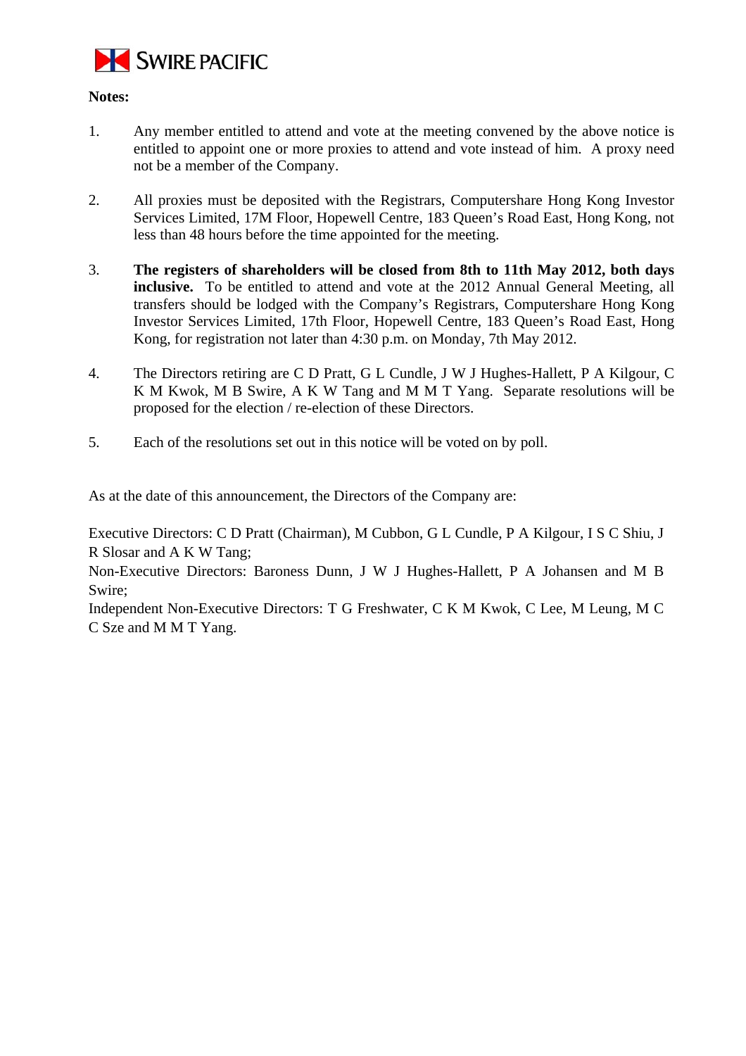**Notes:**

1. Any member entitled to attend and vote at the meeting convened by the above notice is entitled to appoint one or more proxies to attend and vote instead of him. A proxy need not be a member of the Company.

2. All proxies must be deposited with the Registrars, Computershare Hong Kong Investor Services Limited, 17M Floor, Hopewell Centre, 183 Queen's Road East, Hong Kong, not less than 48 hours before the time appointed for the meeting.

3. **The registers of shareholders will be closed from 8th to 11th May 2012, both days inclusive.** To be entitled to attend and vote at the 2012 Annual General Meeting, all transfers should be lodged with the Company's Registrars, Computershare Hong Kong Investor Services Limited, 17th Floor, Hopewell Centre, 183 Queen's Road East, Hong Kong, for registration not later than 4:30 p.m. on Monday, 7th May 2012.

4. The Directors retiring are C D Pratt, G L Cundle, J W J Hughes-Hallett, P A Kilgour, C K M Kwok, M B Swire, A K W Tang and M M T Yang. Separate resolutions will be proposed for the election / re-election of these Directors.

5. Each of the resolutions set out in this notice will be voted on by poll.

As at the date of this announcement, the Directors of the Company are:

Executive Directors: C D Pratt (Chairman), M Cubbon, G L Cundle, P A Kilgour, I S C Shiu, J R Slosar and A K W Tang;
Non-Executive Directors: Baroness Dunn, J W J Hughes-Hallett, P A Johansen and M B Swire;
Independent Non-Executive Directors: T G Freshwater, C K M Kwok, C Lee, M Leung, M C C Sze and M M T Yang.